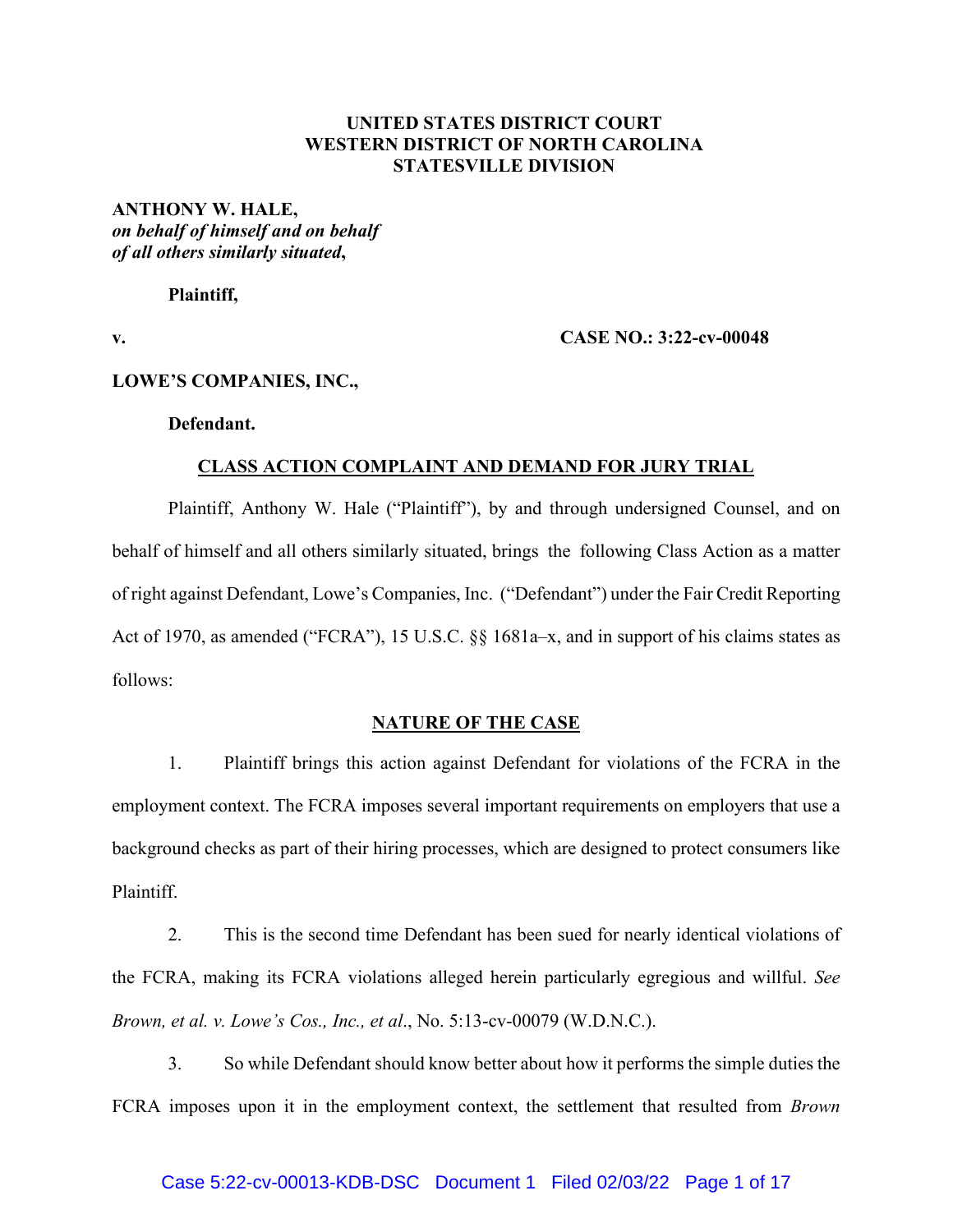**UNITED STATES DISTRICT COURT**
**WESTERN DISTRICT OF NORTH CAROLINA**
**STATESVILLE DIVISION**

**ANTHONY W. HALE,**
***on behalf of himself and on behalf of all others similarly situated*,**

**Plaintiff,**

**v.** **CASE NO.: 3:22-cv-00048**

**LOWE'S COMPANIES, INC.,**

**Defendant.**

## CLASS ACTION COMPLAINT AND DEMAND FOR JURY TRIAL

Plaintiff, Anthony W. Hale ("Plaintiff"), by and through undersigned Counsel, and on behalf of himself and all others similarly situated, brings the following Class Action as a matter of right against Defendant, Lowe's Companies, Inc. ("Defendant") under the Fair Credit Reporting Act of 1970, as amended ("FCRA"), 15 U.S.C. §§ 1681a–x, and in support of his claims states as follows:

## NATURE OF THE CASE

1. Plaintiff brings this action against Defendant for violations of the FCRA in the employment context. The FCRA imposes several important requirements on employers that use a background checks as part of their hiring processes, which are designed to protect consumers like Plaintiff.

2. This is the second time Defendant has been sued for nearly identical violations of the FCRA, making its FCRA violations alleged herein particularly egregious and willful. *See Brown, et al. v. Lowe's Cos., Inc., et al*., No. 5:13-cv-00079 (W.D.N.C.).

3. So while Defendant should know better about how it performs the simple duties the FCRA imposes upon it in the employment context, the settlement that resulted from *Brown*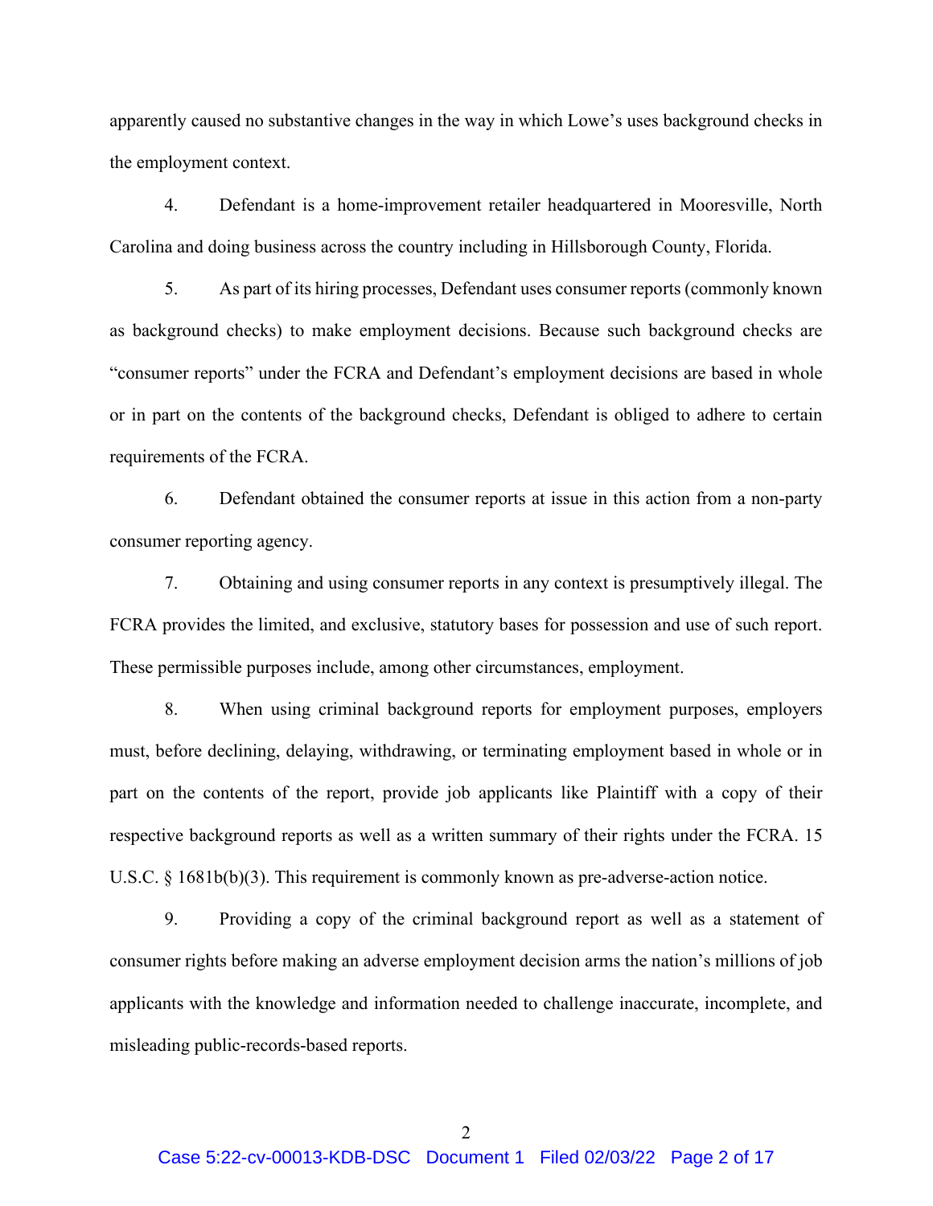apparently caused no substantive changes in the way in which Lowe's uses background checks in the employment context.

4. Defendant is a home-improvement retailer headquartered in Mooresville, North Carolina and doing business across the country including in Hillsborough County, Florida.

5. As part of its hiring processes, Defendant uses consumer reports (commonly known as background checks) to make employment decisions. Because such background checks are "consumer reports" under the FCRA and Defendant's employment decisions are based in whole or in part on the contents of the background checks, Defendant is obliged to adhere to certain requirements of the FCRA.

6. Defendant obtained the consumer reports at issue in this action from a non-party consumer reporting agency.

7. Obtaining and using consumer reports in any context is presumptively illegal. The FCRA provides the limited, and exclusive, statutory bases for possession and use of such report. These permissible purposes include, among other circumstances, employment.

8. When using criminal background reports for employment purposes, employers must, before declining, delaying, withdrawing, or terminating employment based in whole or in part on the contents of the report, provide job applicants like Plaintiff with a copy of their respective background reports as well as a written summary of their rights under the FCRA. 15 U.S.C. § 1681b(b)(3). This requirement is commonly known as pre-adverse-action notice.

9. Providing a copy of the criminal background report as well as a statement of consumer rights before making an adverse employment decision arms the nation's millions of job applicants with the knowledge and information needed to challenge inaccurate, incomplete, and misleading public-records-based reports.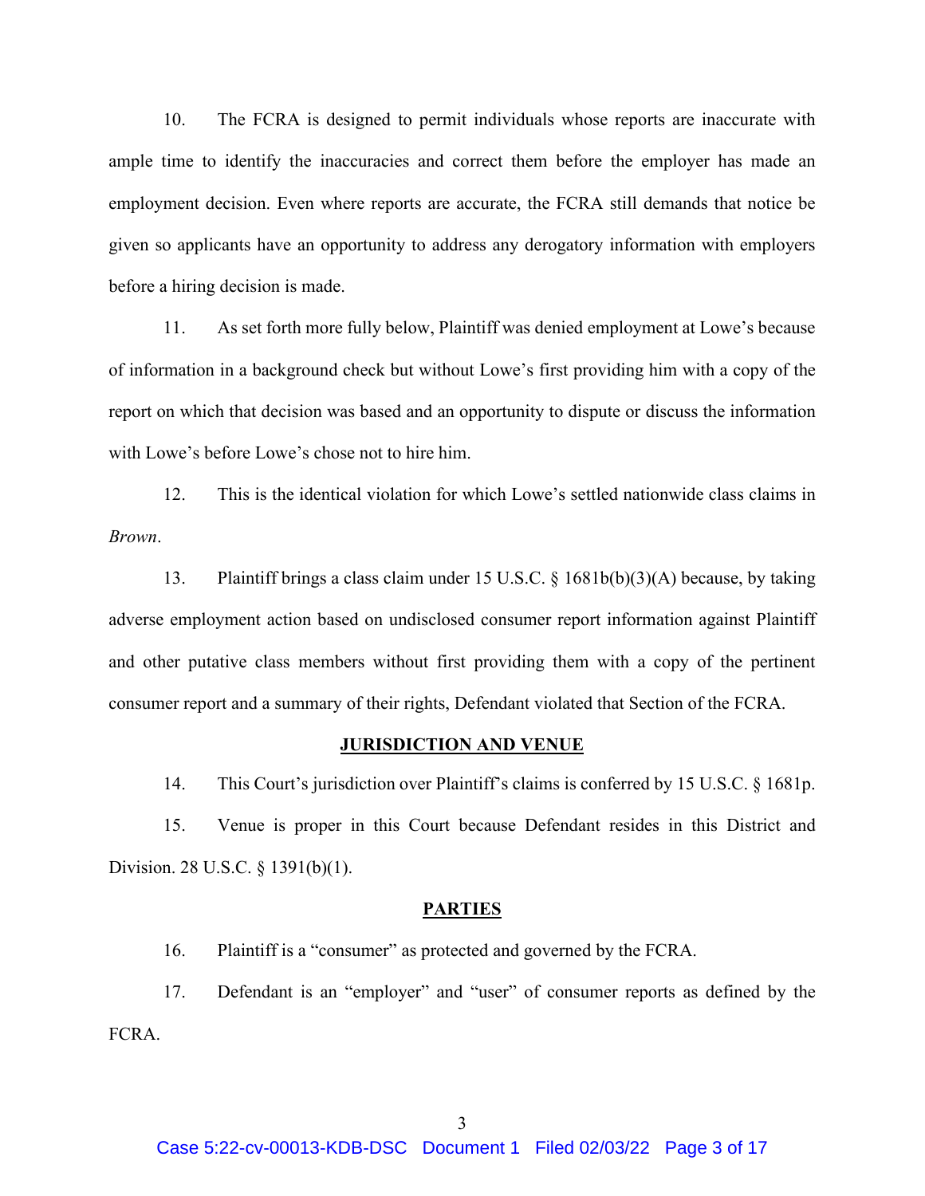10. The FCRA is designed to permit individuals whose reports are inaccurate with ample time to identify the inaccuracies and correct them before the employer has made an employment decision. Even where reports are accurate, the FCRA still demands that notice be given so applicants have an opportunity to address any derogatory information with employers before a hiring decision is made.

11. As set forth more fully below, Plaintiff was denied employment at Lowe's because of information in a background check but without Lowe's first providing him with a copy of the report on which that decision was based and an opportunity to dispute or discuss the information with Lowe's before Lowe's chose not to hire him.

12. This is the identical violation for which Lowe's settled nationwide class claims in *Brown*.

13. Plaintiff brings a class claim under 15 U.S.C. § 1681b(b)(3)(A) because, by taking adverse employment action based on undisclosed consumer report information against Plaintiff and other putative class members without first providing them with a copy of the pertinent consumer report and a summary of their rights, Defendant violated that Section of the FCRA.

## JURISDICTION AND VENUE

14. This Court's jurisdiction over Plaintiff's claims is conferred by 15 U.S.C. § 1681p.

15. Venue is proper in this Court because Defendant resides in this District and Division. 28 U.S.C. § 1391(b)(1).

## PARTIES

16. Plaintiff is a "consumer" as protected and governed by the FCRA.

17. Defendant is an "employer" and "user" of consumer reports as defined by the FCRA.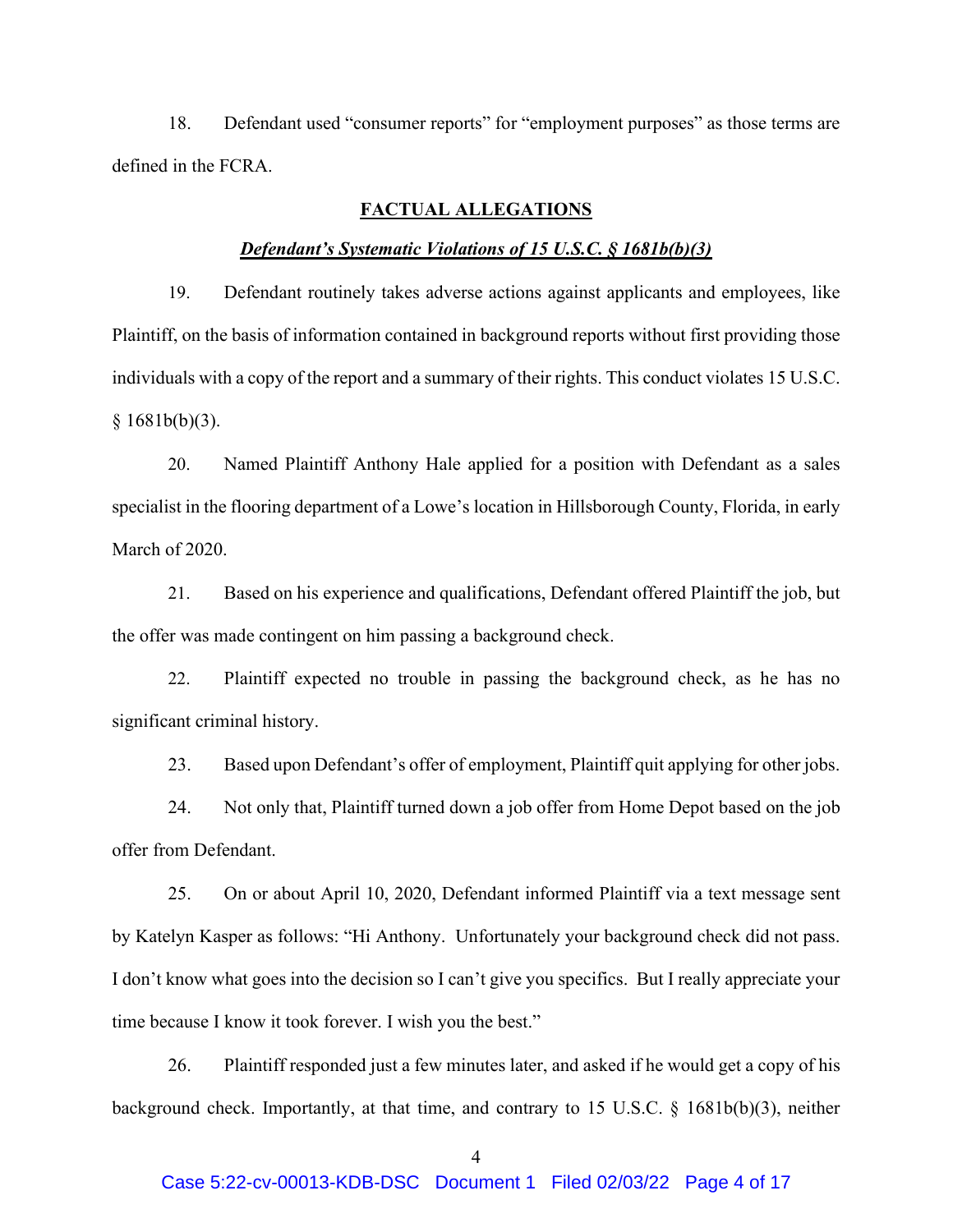18. Defendant used "consumer reports" for "employment purposes" as those terms are defined in the FCRA.

## FACTUAL ALLEGATIONS

### *Defendant's Systematic Violations of 15 U.S.C. § 1681b(b)(3)*

19. Defendant routinely takes adverse actions against applicants and employees, like Plaintiff, on the basis of information contained in background reports without first providing those individuals with a copy of the report and a summary of their rights. This conduct violates 15 U.S.C. § 1681b(b)(3).

20. Named Plaintiff Anthony Hale applied for a position with Defendant as a sales specialist in the flooring department of a Lowe's location in Hillsborough County, Florida, in early March of 2020.

21. Based on his experience and qualifications, Defendant offered Plaintiff the job, but the offer was made contingent on him passing a background check.

22. Plaintiff expected no trouble in passing the background check, as he has no significant criminal history.

23. Based upon Defendant's offer of employment, Plaintiff quit applying for other jobs.

24. Not only that, Plaintiff turned down a job offer from Home Depot based on the job offer from Defendant.

25. On or about April 10, 2020, Defendant informed Plaintiff via a text message sent by Katelyn Kasper as follows: "Hi Anthony. Unfortunately your background check did not pass. I don't know what goes into the decision so I can't give you specifics. But I really appreciate your time because I know it took forever. I wish you the best."

26. Plaintiff responded just a few minutes later, and asked if he would get a copy of his background check. Importantly, at that time, and contrary to 15 U.S.C. § 1681b(b)(3), neither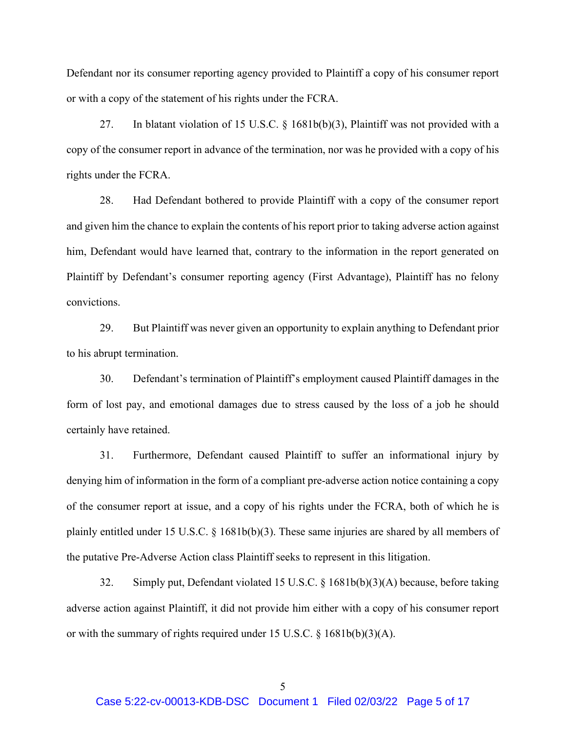Defendant nor its consumer reporting agency provided to Plaintiff a copy of his consumer report or with a copy of the statement of his rights under the FCRA.

27. In blatant violation of 15 U.S.C. § 1681b(b)(3), Plaintiff was not provided with a copy of the consumer report in advance of the termination, nor was he provided with a copy of his rights under the FCRA.

28. Had Defendant bothered to provide Plaintiff with a copy of the consumer report and given him the chance to explain the contents of his report prior to taking adverse action against him, Defendant would have learned that, contrary to the information in the report generated on Plaintiff by Defendant's consumer reporting agency (First Advantage), Plaintiff has no felony convictions.

29. But Plaintiff was never given an opportunity to explain anything to Defendant prior to his abrupt termination.

30. Defendant's termination of Plaintiff's employment caused Plaintiff damages in the form of lost pay, and emotional damages due to stress caused by the loss of a job he should certainly have retained.

31. Furthermore, Defendant caused Plaintiff to suffer an informational injury by denying him of information in the form of a compliant pre-adverse action notice containing a copy of the consumer report at issue, and a copy of his rights under the FCRA, both of which he is plainly entitled under 15 U.S.C. § 1681b(b)(3). These same injuries are shared by all members of the putative Pre-Adverse Action class Plaintiff seeks to represent in this litigation.

32. Simply put, Defendant violated 15 U.S.C. § 1681b(b)(3)(A) because, before taking adverse action against Plaintiff, it did not provide him either with a copy of his consumer report or with the summary of rights required under 15 U.S.C. § 1681b(b)(3)(A).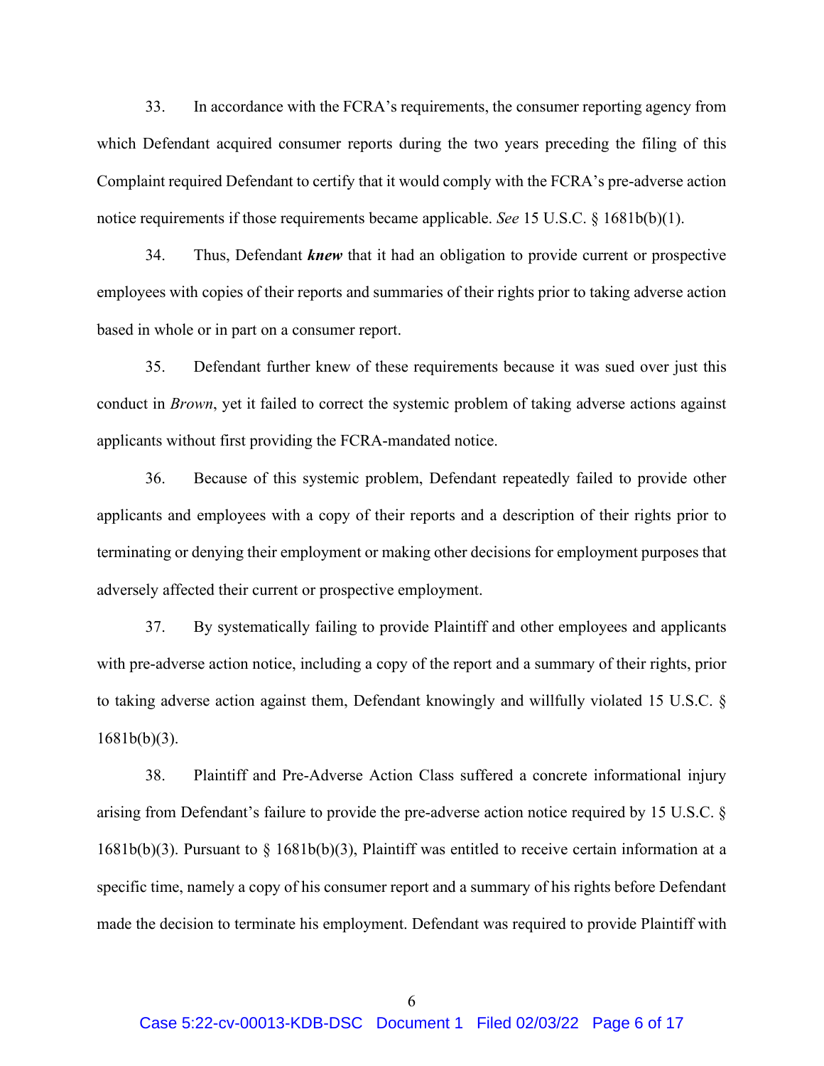33. In accordance with the FCRA's requirements, the consumer reporting agency from which Defendant acquired consumer reports during the two years preceding the filing of this Complaint required Defendant to certify that it would comply with the FCRA's pre-adverse action notice requirements if those requirements became applicable. *See* 15 U.S.C. § 1681b(b)(1).

34. Thus, Defendant ***knew*** that it had an obligation to provide current or prospective employees with copies of their reports and summaries of their rights prior to taking adverse action based in whole or in part on a consumer report.

35. Defendant further knew of these requirements because it was sued over just this conduct in *Brown*, yet it failed to correct the systemic problem of taking adverse actions against applicants without first providing the FCRA-mandated notice.

36. Because of this systemic problem, Defendant repeatedly failed to provide other applicants and employees with a copy of their reports and a description of their rights prior to terminating or denying their employment or making other decisions for employment purposes that adversely affected their current or prospective employment.

37. By systematically failing to provide Plaintiff and other employees and applicants with pre-adverse action notice, including a copy of the report and a summary of their rights, prior to taking adverse action against them, Defendant knowingly and willfully violated 15 U.S.C. § 1681b(b)(3).

38. Plaintiff and Pre-Adverse Action Class suffered a concrete informational injury arising from Defendant's failure to provide the pre-adverse action notice required by 15 U.S.C. § 1681b(b)(3). Pursuant to § 1681b(b)(3), Plaintiff was entitled to receive certain information at a specific time, namely a copy of his consumer report and a summary of his rights before Defendant made the decision to terminate his employment. Defendant was required to provide Plaintiff with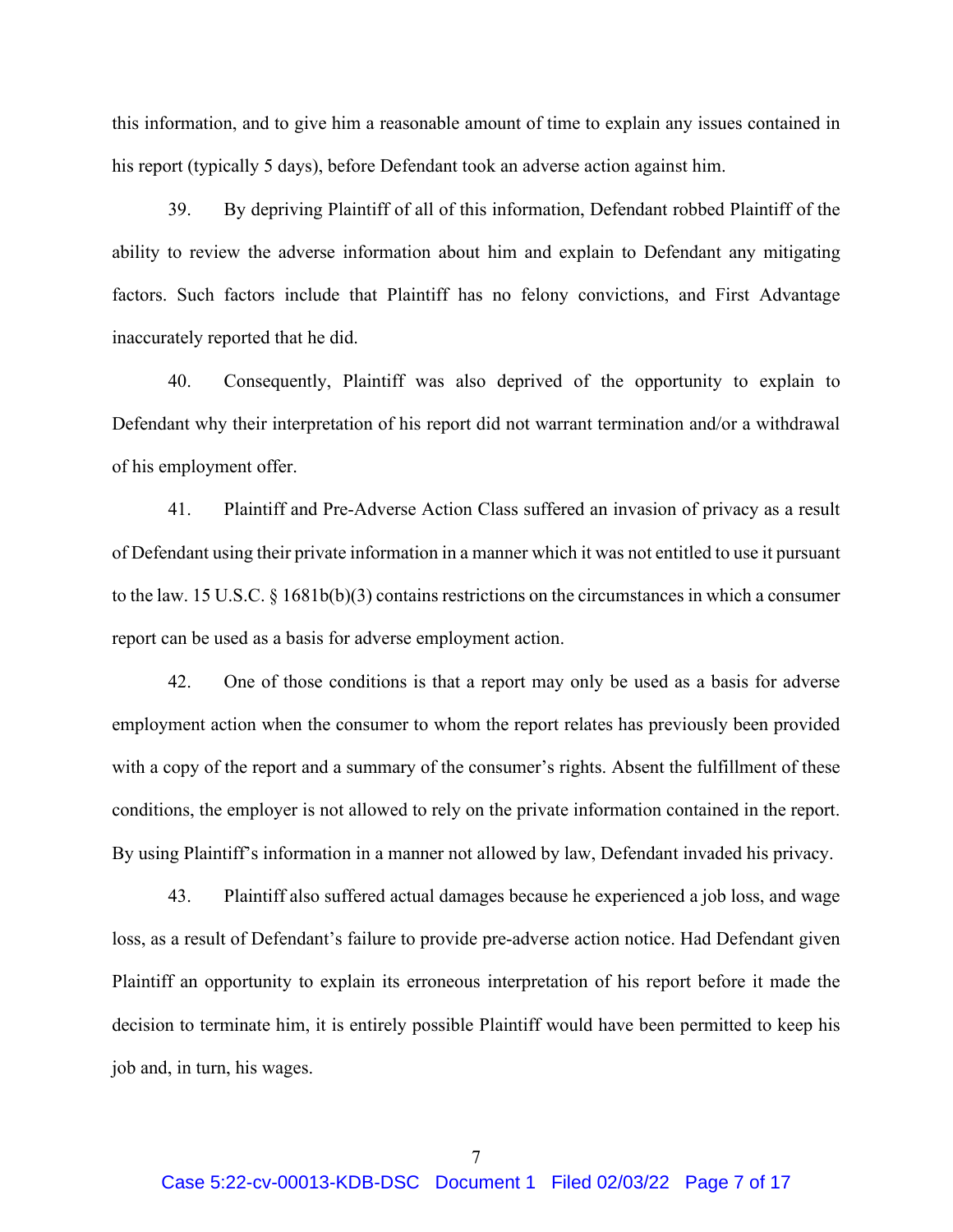this information, and to give him a reasonable amount of time to explain any issues contained in his report (typically 5 days), before Defendant took an adverse action against him.

39. By depriving Plaintiff of all of this information, Defendant robbed Plaintiff of the ability to review the adverse information about him and explain to Defendant any mitigating factors. Such factors include that Plaintiff has no felony convictions, and First Advantage inaccurately reported that he did.

40. Consequently, Plaintiff was also deprived of the opportunity to explain to Defendant why their interpretation of his report did not warrant termination and/or a withdrawal of his employment offer.

41. Plaintiff and Pre-Adverse Action Class suffered an invasion of privacy as a result of Defendant using their private information in a manner which it was not entitled to use it pursuant to the law. 15 U.S.C. § 1681b(b)(3) contains restrictions on the circumstances in which a consumer report can be used as a basis for adverse employment action.

42. One of those conditions is that a report may only be used as a basis for adverse employment action when the consumer to whom the report relates has previously been provided with a copy of the report and a summary of the consumer's rights. Absent the fulfillment of these conditions, the employer is not allowed to rely on the private information contained in the report. By using Plaintiff's information in a manner not allowed by law, Defendant invaded his privacy.

43. Plaintiff also suffered actual damages because he experienced a job loss, and wage loss, as a result of Defendant's failure to provide pre-adverse action notice. Had Defendant given Plaintiff an opportunity to explain its erroneous interpretation of his report before it made the decision to terminate him, it is entirely possible Plaintiff would have been permitted to keep his job and, in turn, his wages.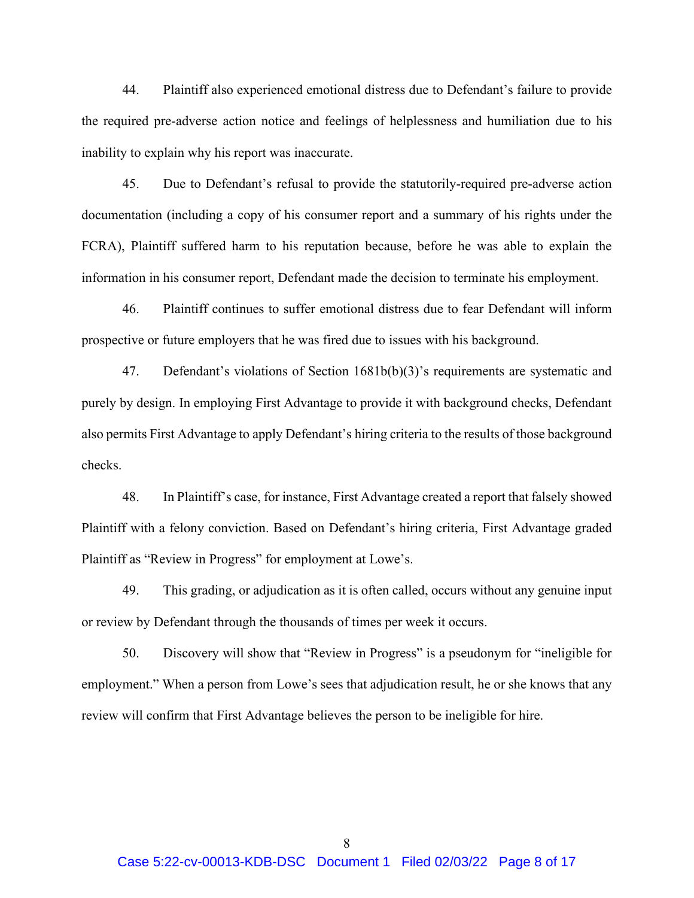44. Plaintiff also experienced emotional distress due to Defendant's failure to provide the required pre-adverse action notice and feelings of helplessness and humiliation due to his inability to explain why his report was inaccurate.

45. Due to Defendant's refusal to provide the statutorily-required pre-adverse action documentation (including a copy of his consumer report and a summary of his rights under the FCRA), Plaintiff suffered harm to his reputation because, before he was able to explain the information in his consumer report, Defendant made the decision to terminate his employment.

46. Plaintiff continues to suffer emotional distress due to fear Defendant will inform prospective or future employers that he was fired due to issues with his background.

47. Defendant's violations of Section 1681b(b)(3)'s requirements are systematic and purely by design. In employing First Advantage to provide it with background checks, Defendant also permits First Advantage to apply Defendant's hiring criteria to the results of those background checks.

48. In Plaintiff's case, for instance, First Advantage created a report that falsely showed Plaintiff with a felony conviction. Based on Defendant's hiring criteria, First Advantage graded Plaintiff as "Review in Progress" for employment at Lowe's.

49. This grading, or adjudication as it is often called, occurs without any genuine input or review by Defendant through the thousands of times per week it occurs.

50. Discovery will show that "Review in Progress" is a pseudonym for "ineligible for employment." When a person from Lowe's sees that adjudication result, he or she knows that any review will confirm that First Advantage believes the person to be ineligible for hire.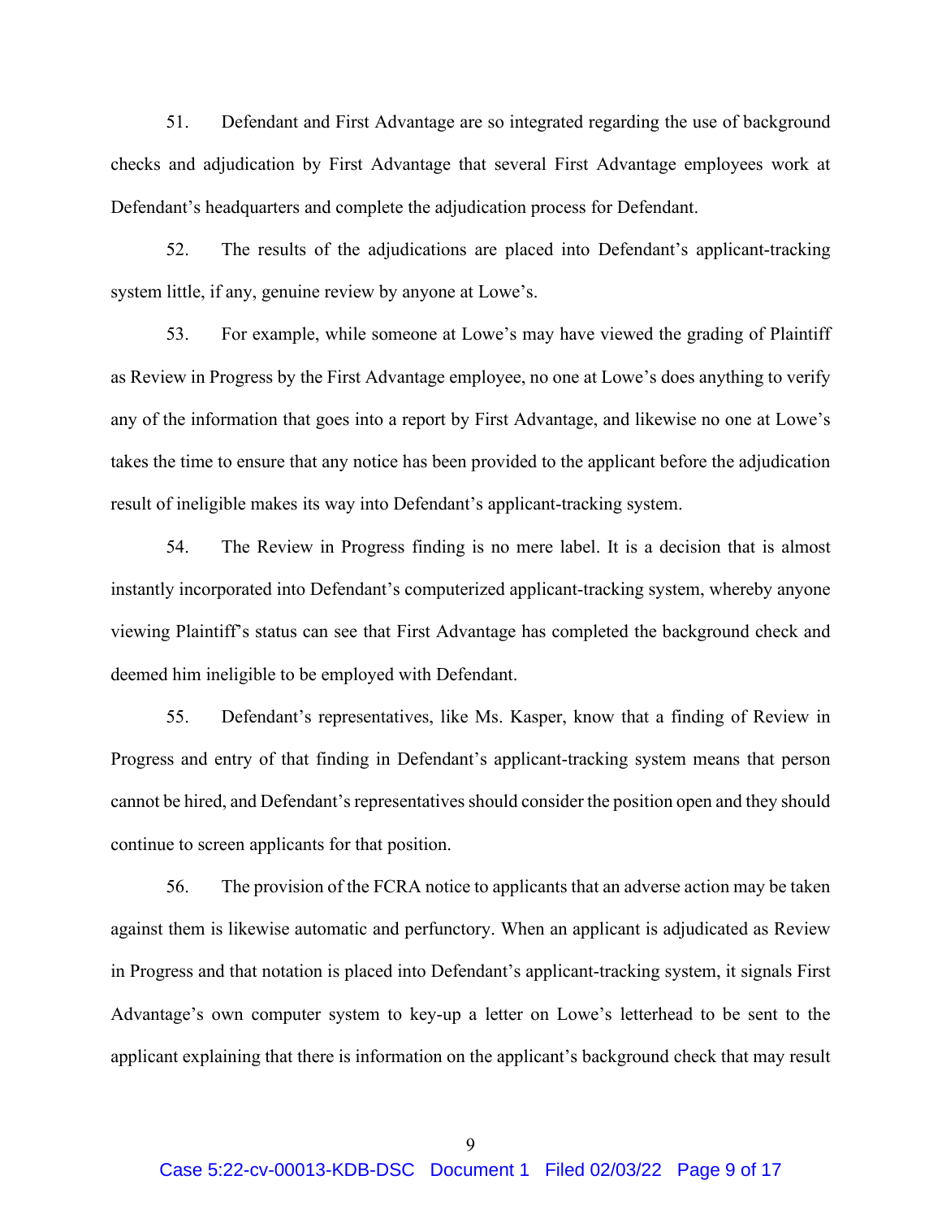51. Defendant and First Advantage are so integrated regarding the use of background checks and adjudication by First Advantage that several First Advantage employees work at Defendant's headquarters and complete the adjudication process for Defendant.

52. The results of the adjudications are placed into Defendant's applicant-tracking system little, if any, genuine review by anyone at Lowe's.

53. For example, while someone at Lowe's may have viewed the grading of Plaintiff as Review in Progress by the First Advantage employee, no one at Lowe's does anything to verify any of the information that goes into a report by First Advantage, and likewise no one at Lowe's takes the time to ensure that any notice has been provided to the applicant before the adjudication result of ineligible makes its way into Defendant's applicant-tracking system.

54. The Review in Progress finding is no mere label. It is a decision that is almost instantly incorporated into Defendant's computerized applicant-tracking system, whereby anyone viewing Plaintiff's status can see that First Advantage has completed the background check and deemed him ineligible to be employed with Defendant.

55. Defendant's representatives, like Ms. Kasper, know that a finding of Review in Progress and entry of that finding in Defendant's applicant-tracking system means that person cannot be hired, and Defendant's representatives should consider the position open and they should continue to screen applicants for that position.

56. The provision of the FCRA notice to applicants that an adverse action may be taken against them is likewise automatic and perfunctory. When an applicant is adjudicated as Review in Progress and that notation is placed into Defendant's applicant-tracking system, it signals First Advantage's own computer system to key-up a letter on Lowe's letterhead to be sent to the applicant explaining that there is information on the applicant's background check that may result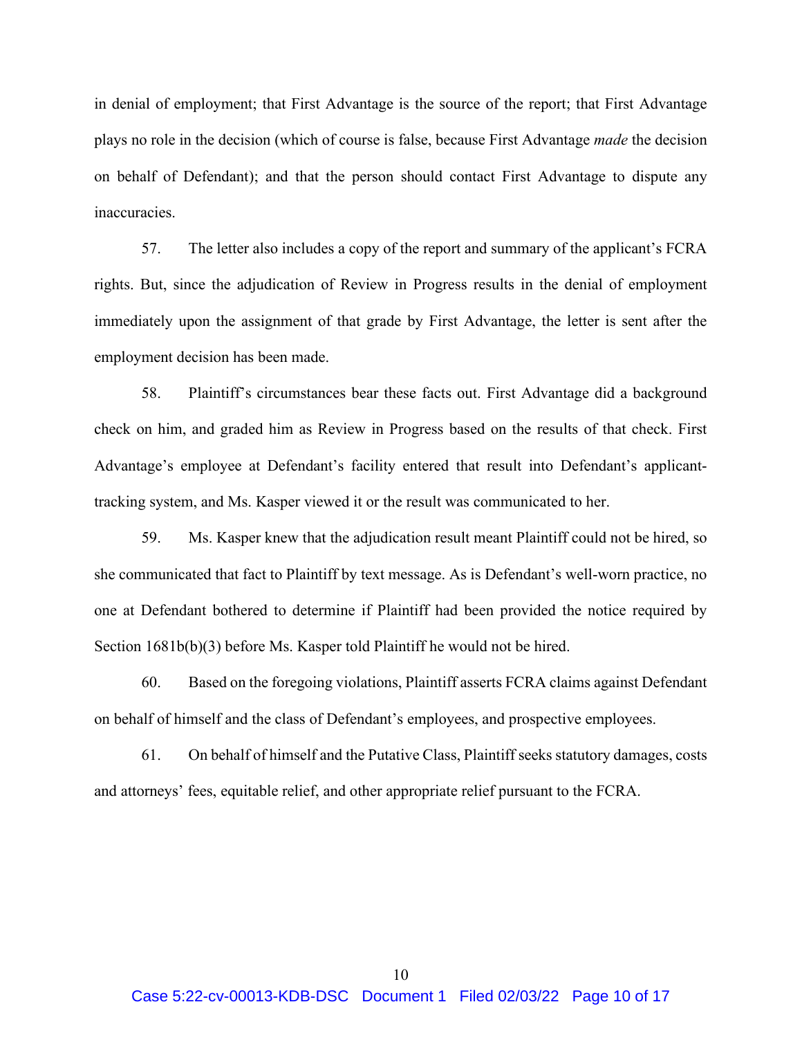in denial of employment; that First Advantage is the source of the report; that First Advantage plays no role in the decision (which of course is false, because First Advantage *made* the decision on behalf of Defendant); and that the person should contact First Advantage to dispute any inaccuracies.

57. The letter also includes a copy of the report and summary of the applicant's FCRA rights. But, since the adjudication of Review in Progress results in the denial of employment immediately upon the assignment of that grade by First Advantage, the letter is sent after the employment decision has been made.

58. Plaintiff's circumstances bear these facts out. First Advantage did a background check on him, and graded him as Review in Progress based on the results of that check. First Advantage's employee at Defendant's facility entered that result into Defendant's applicant-tracking system, and Ms. Kasper viewed it or the result was communicated to her.

59. Ms. Kasper knew that the adjudication result meant Plaintiff could not be hired, so she communicated that fact to Plaintiff by text message. As is Defendant's well-worn practice, no one at Defendant bothered to determine if Plaintiff had been provided the notice required by Section 1681b(b)(3) before Ms. Kasper told Plaintiff he would not be hired.

60. Based on the foregoing violations, Plaintiff asserts FCRA claims against Defendant on behalf of himself and the class of Defendant's employees, and prospective employees.

61. On behalf of himself and the Putative Class, Plaintiff seeks statutory damages, costs and attorneys' fees, equitable relief, and other appropriate relief pursuant to the FCRA.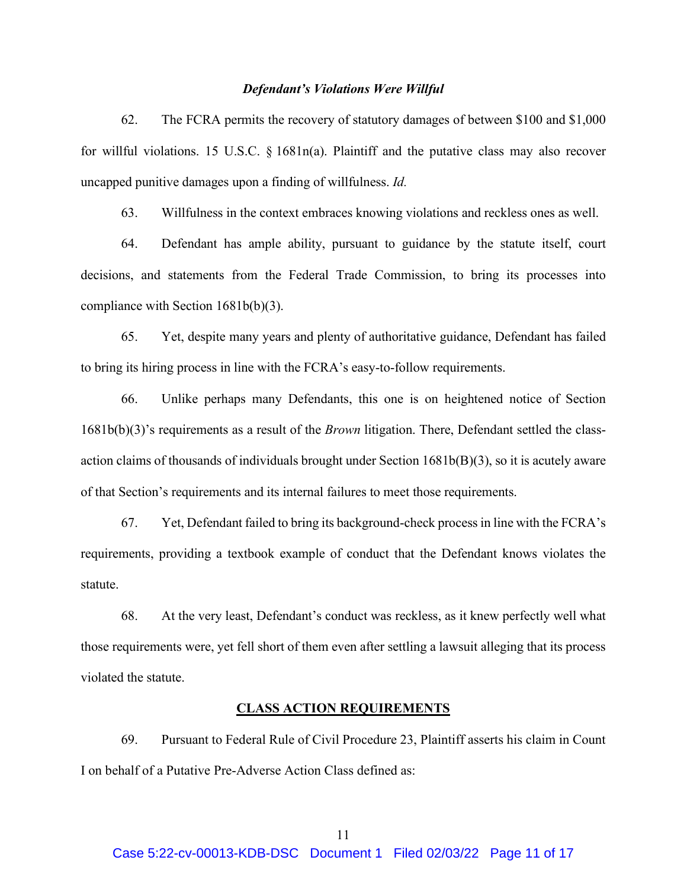### *Defendant's Violations Were Willful*

62. The FCRA permits the recovery of statutory damages of between $100 and $1,000 for willful violations. 15 U.S.C. § 1681n(a). Plaintiff and the putative class may also recover uncapped punitive damages upon a finding of willfulness. *Id.*

63. Willfulness in the context embraces knowing violations and reckless ones as well.

64. Defendant has ample ability, pursuant to guidance by the statute itself, court decisions, and statements from the Federal Trade Commission, to bring its processes into compliance with Section 1681b(b)(3).

65. Yet, despite many years and plenty of authoritative guidance, Defendant has failed to bring its hiring process in line with the FCRA's easy-to-follow requirements.

66. Unlike perhaps many Defendants, this one is on heightened notice of Section 1681b(b)(3)'s requirements as a result of the *Brown* litigation. There, Defendant settled the class-action claims of thousands of individuals brought under Section 1681b(B)(3), so it is acutely aware of that Section's requirements and its internal failures to meet those requirements.

67. Yet, Defendant failed to bring its background-check process in line with the FCRA's requirements, providing a textbook example of conduct that the Defendant knows violates the statute.

68. At the very least, Defendant's conduct was reckless, as it knew perfectly well what those requirements were, yet fell short of them even after settling a lawsuit alleging that its process violated the statute.

## CLASS ACTION REQUIREMENTS

69. Pursuant to Federal Rule of Civil Procedure 23, Plaintiff asserts his claim in Count I on behalf of a Putative Pre-Adverse Action Class defined as: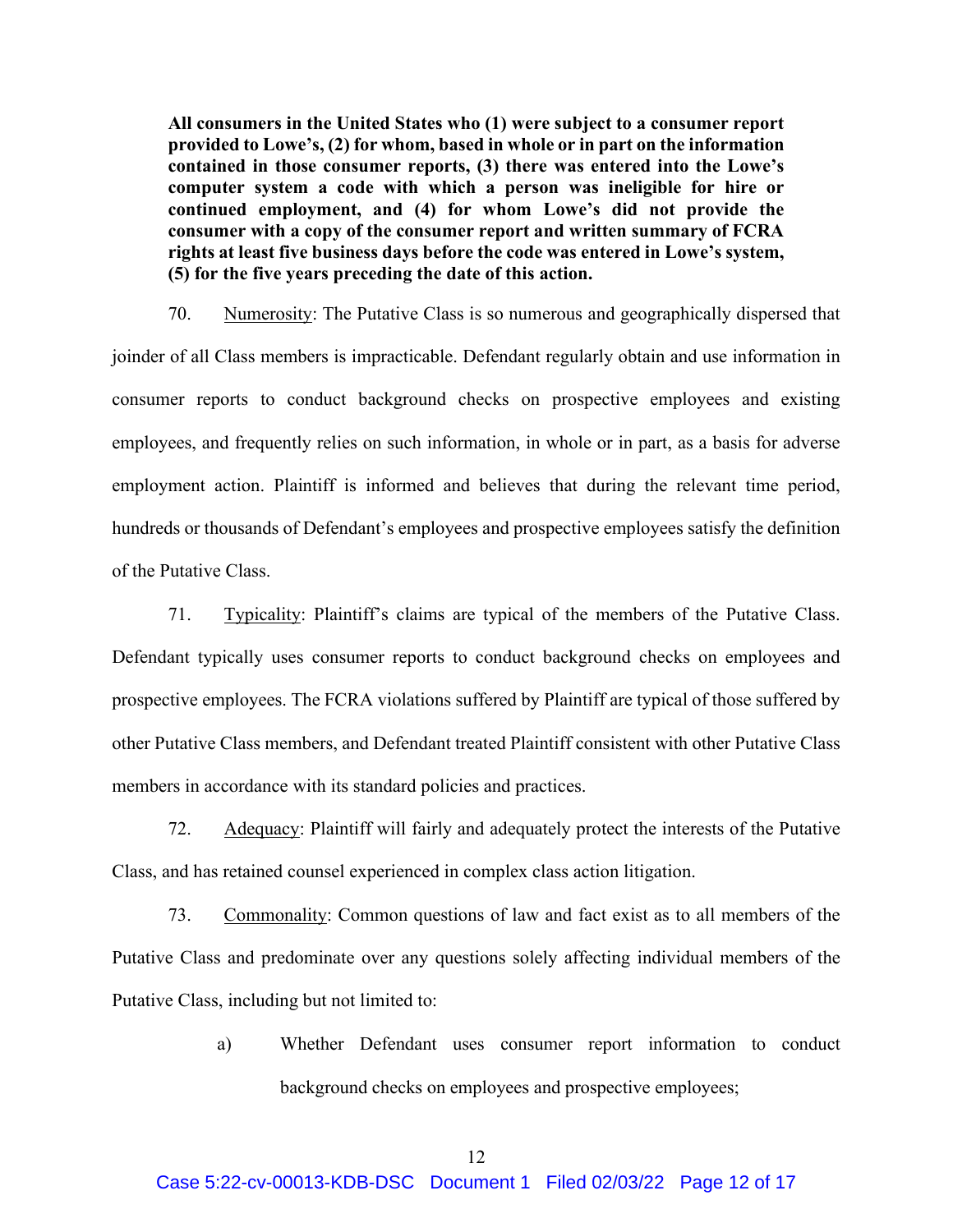**All consumers in the United States who (1) were subject to a consumer report provided to Lowe's, (2) for whom, based in whole or in part on the information contained in those consumer reports, (3) there was entered into the Lowe's computer system a code with which a person was ineligible for hire or continued employment, and (4) for whom Lowe's did not provide the consumer with a copy of the consumer report and written summary of FCRA rights at least five business days before the code was entered in Lowe's system, (5) for the five years preceding the date of this action.**

70. Numerosity: The Putative Class is so numerous and geographically dispersed that joinder of all Class members is impracticable. Defendant regularly obtain and use information in consumer reports to conduct background checks on prospective employees and existing employees, and frequently relies on such information, in whole or in part, as a basis for adverse employment action. Plaintiff is informed and believes that during the relevant time period, hundreds or thousands of Defendant's employees and prospective employees satisfy the definition of the Putative Class.

71. Typicality: Plaintiff's claims are typical of the members of the Putative Class. Defendant typically uses consumer reports to conduct background checks on employees and prospective employees. The FCRA violations suffered by Plaintiff are typical of those suffered by other Putative Class members, and Defendant treated Plaintiff consistent with other Putative Class members in accordance with its standard policies and practices.

72. Adequacy: Plaintiff will fairly and adequately protect the interests of the Putative Class, and has retained counsel experienced in complex class action litigation.

73. Commonality: Common questions of law and fact exist as to all members of the Putative Class and predominate over any questions solely affecting individual members of the Putative Class, including but not limited to:

a) Whether Defendant uses consumer report information to conduct background checks on employees and prospective employees;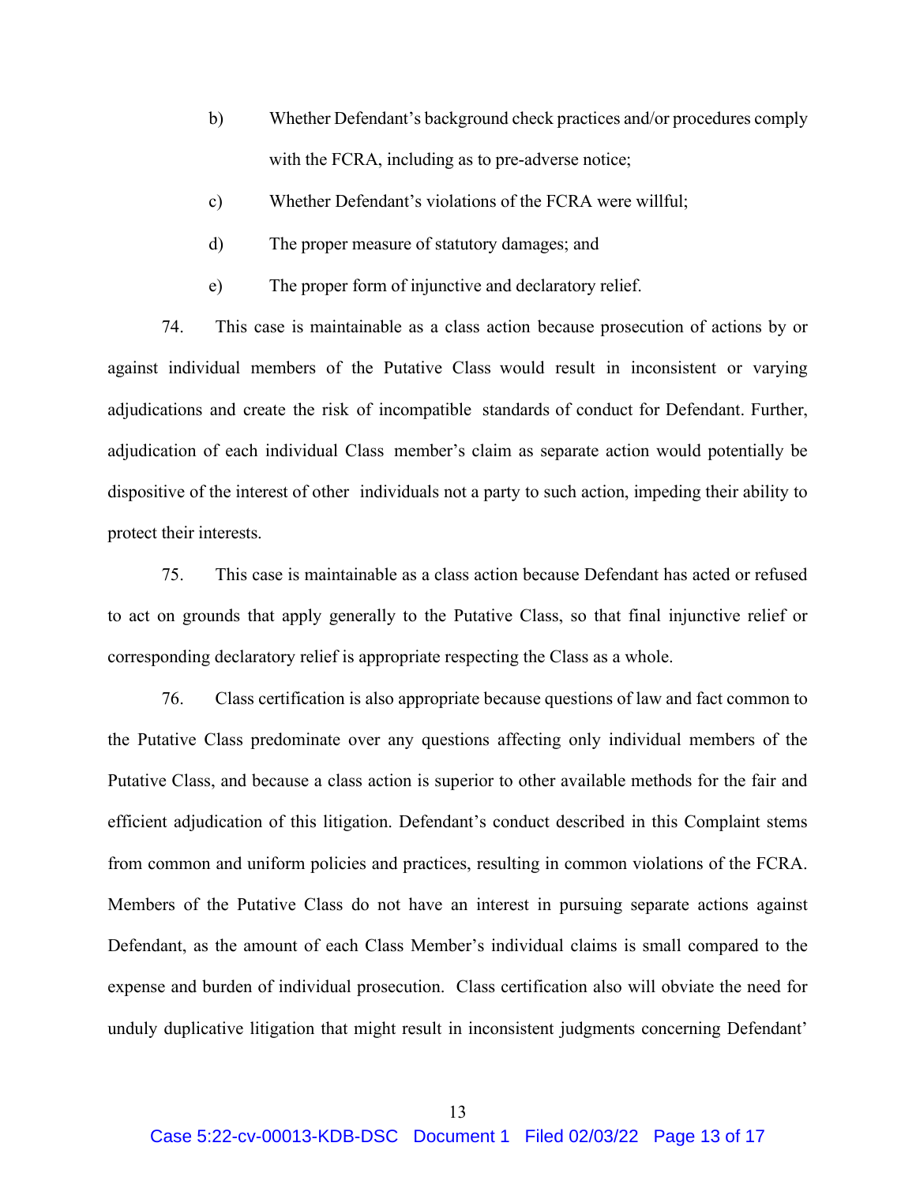b) Whether Defendant's background check practices and/or procedures comply with the FCRA, including as to pre-adverse notice;

c) Whether Defendant's violations of the FCRA were willful;

d) The proper measure of statutory damages; and

e) The proper form of injunctive and declaratory relief.

74. This case is maintainable as a class action because prosecution of actions by or against individual members of the Putative Class would result in inconsistent or varying adjudications and create the risk of incompatible standards of conduct for Defendant. Further, adjudication of each individual Class member's claim as separate action would potentially be dispositive of the interest of other individuals not a party to such action, impeding their ability to protect their interests.

75. This case is maintainable as a class action because Defendant has acted or refused to act on grounds that apply generally to the Putative Class, so that final injunctive relief or corresponding declaratory relief is appropriate respecting the Class as a whole.

76. Class certification is also appropriate because questions of law and fact common to the Putative Class predominate over any questions affecting only individual members of the Putative Class, and because a class action is superior to other available methods for the fair and efficient adjudication of this litigation. Defendant's conduct described in this Complaint stems from common and uniform policies and practices, resulting in common violations of the FCRA. Members of the Putative Class do not have an interest in pursuing separate actions against Defendant, as the amount of each Class Member's individual claims is small compared to the expense and burden of individual prosecution. Class certification also will obviate the need for unduly duplicative litigation that might result in inconsistent judgments concerning Defendant'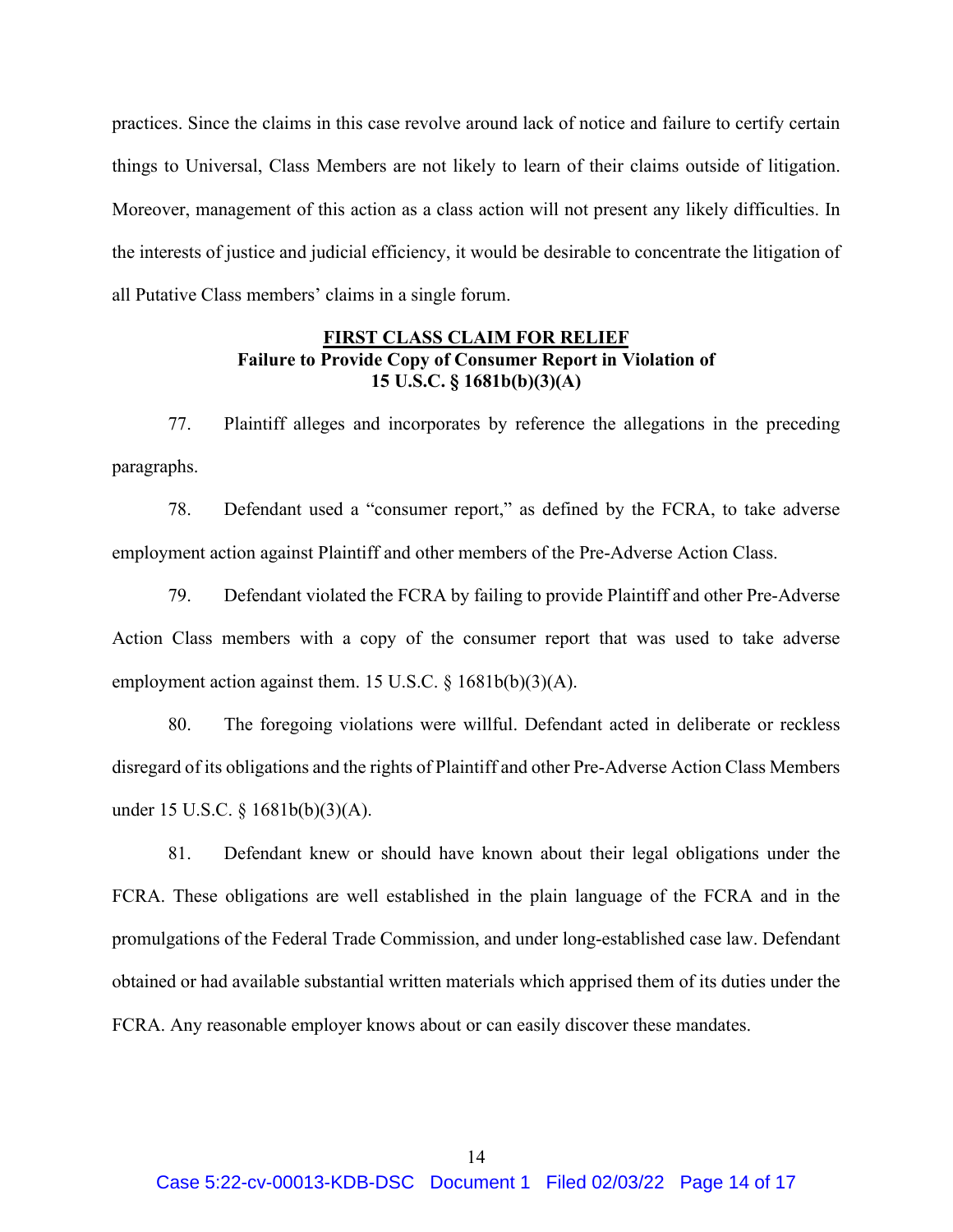practices. Since the claims in this case revolve around lack of notice and failure to certify certain things to Universal, Class Members are not likely to learn of their claims outside of litigation. Moreover, management of this action as a class action will not present any likely difficulties. In the interests of justice and judicial efficiency, it would be desirable to concentrate the litigation of all Putative Class members' claims in a single forum.

## **FIRST CLASS CLAIM FOR RELIEF**
### **Failure to Provide Copy of Consumer Report in Violation of 15 U.S.C. § 1681b(b)(3)(A)**

77. Plaintiff alleges and incorporates by reference the allegations in the preceding paragraphs.

78. Defendant used a "consumer report," as defined by the FCRA, to take adverse employment action against Plaintiff and other members of the Pre-Adverse Action Class.

79. Defendant violated the FCRA by failing to provide Plaintiff and other Pre-Adverse Action Class members with a copy of the consumer report that was used to take adverse employment action against them. 15 U.S.C. § 1681b(b)(3)(A).

80. The foregoing violations were willful. Defendant acted in deliberate or reckless disregard of its obligations and the rights of Plaintiff and other Pre-Adverse Action Class Members under 15 U.S.C. § 1681b(b)(3)(A).

81. Defendant knew or should have known about their legal obligations under the FCRA. These obligations are well established in the plain language of the FCRA and in the promulgations of the Federal Trade Commission, and under long-established case law. Defendant obtained or had available substantial written materials which apprised them of its duties under the FCRA. Any reasonable employer knows about or can easily discover these mandates.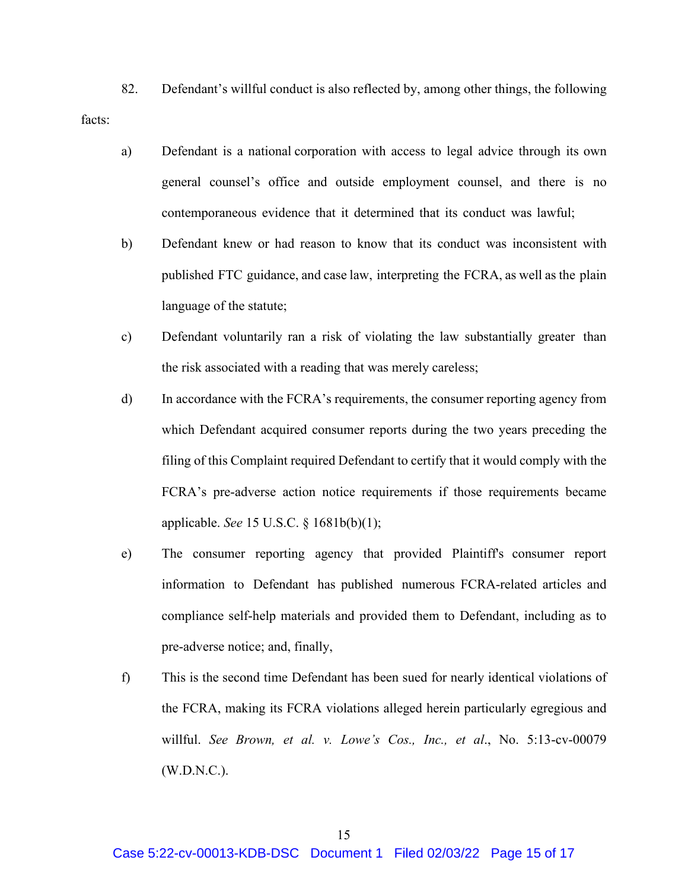82. Defendant's willful conduct is also reflected by, among other things, the following facts:

a) Defendant is a national corporation with access to legal advice through its own general counsel's office and outside employment counsel, and there is no contemporaneous evidence that it determined that its conduct was lawful;

b) Defendant knew or had reason to know that its conduct was inconsistent with published FTC guidance, and case law, interpreting the FCRA, as well as the plain language of the statute;

c) Defendant voluntarily ran a risk of violating the law substantially greater than the risk associated with a reading that was merely careless;

d) In accordance with the FCRA's requirements, the consumer reporting agency from which Defendant acquired consumer reports during the two years preceding the filing of this Complaint required Defendant to certify that it would comply with the FCRA's pre-adverse action notice requirements if those requirements became applicable. *See* 15 U.S.C. § 1681b(b)(1);

e) The consumer reporting agency that provided Plaintiff's consumer report information to Defendant has published numerous FCRA-related articles and compliance self-help materials and provided them to Defendant, including as to pre-adverse notice; and, finally,

f) This is the second time Defendant has been sued for nearly identical violations of the FCRA, making its FCRA violations alleged herein particularly egregious and willful. *See Brown, et al. v. Lowe's Cos., Inc., et al.*, No. 5:13-cv-00079 (W.D.N.C.).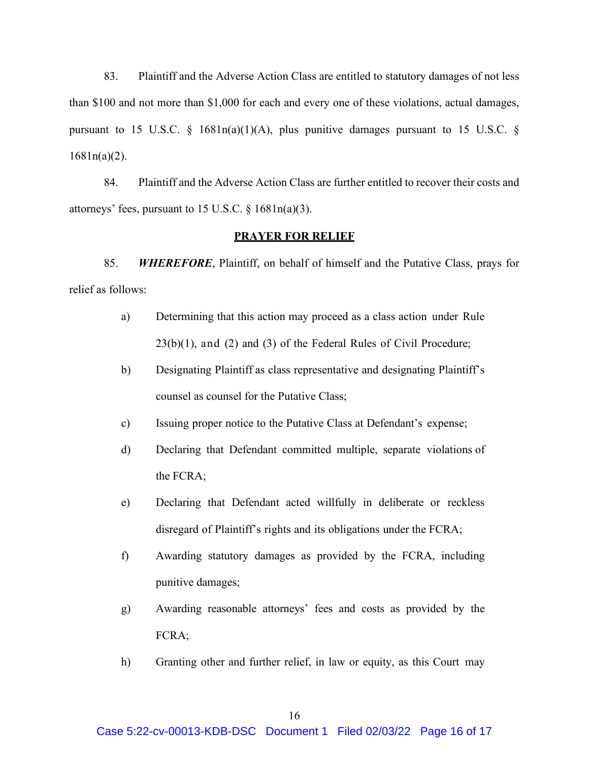83. Plaintiff and the Adverse Action Class are entitled to statutory damages of not less than $100 and not more than $1,000 for each and every one of these violations, actual damages, pursuant to 15 U.S.C. § 1681n(a)(1)(A), plus punitive damages pursuant to 15 U.S.C. § 1681n(a)(2).

84. Plaintiff and the Adverse Action Class are further entitled to recover their costs and attorneys' fees, pursuant to 15 U.S.C. § 1681n(a)(3).

## PRAYER FOR RELIEF

85. ***WHEREFORE***, Plaintiff, on behalf of himself and the Putative Class, prays for relief as follows:

a) Determining that this action may proceed as a class action under Rule 23(b)(1), and (2) and (3) of the Federal Rules of Civil Procedure;

b) Designating Plaintiff as class representative and designating Plaintiff's counsel as counsel for the Putative Class;

c) Issuing proper notice to the Putative Class at Defendant's expense;

d) Declaring that Defendant committed multiple, separate violations of the FCRA;

e) Declaring that Defendant acted willfully in deliberate or reckless disregard of Plaintiff's rights and its obligations under the FCRA;

f) Awarding statutory damages as provided by the FCRA, including punitive damages;

g) Awarding reasonable attorneys' fees and costs as provided by the FCRA;

h) Granting other and further relief, in law or equity, as this Court may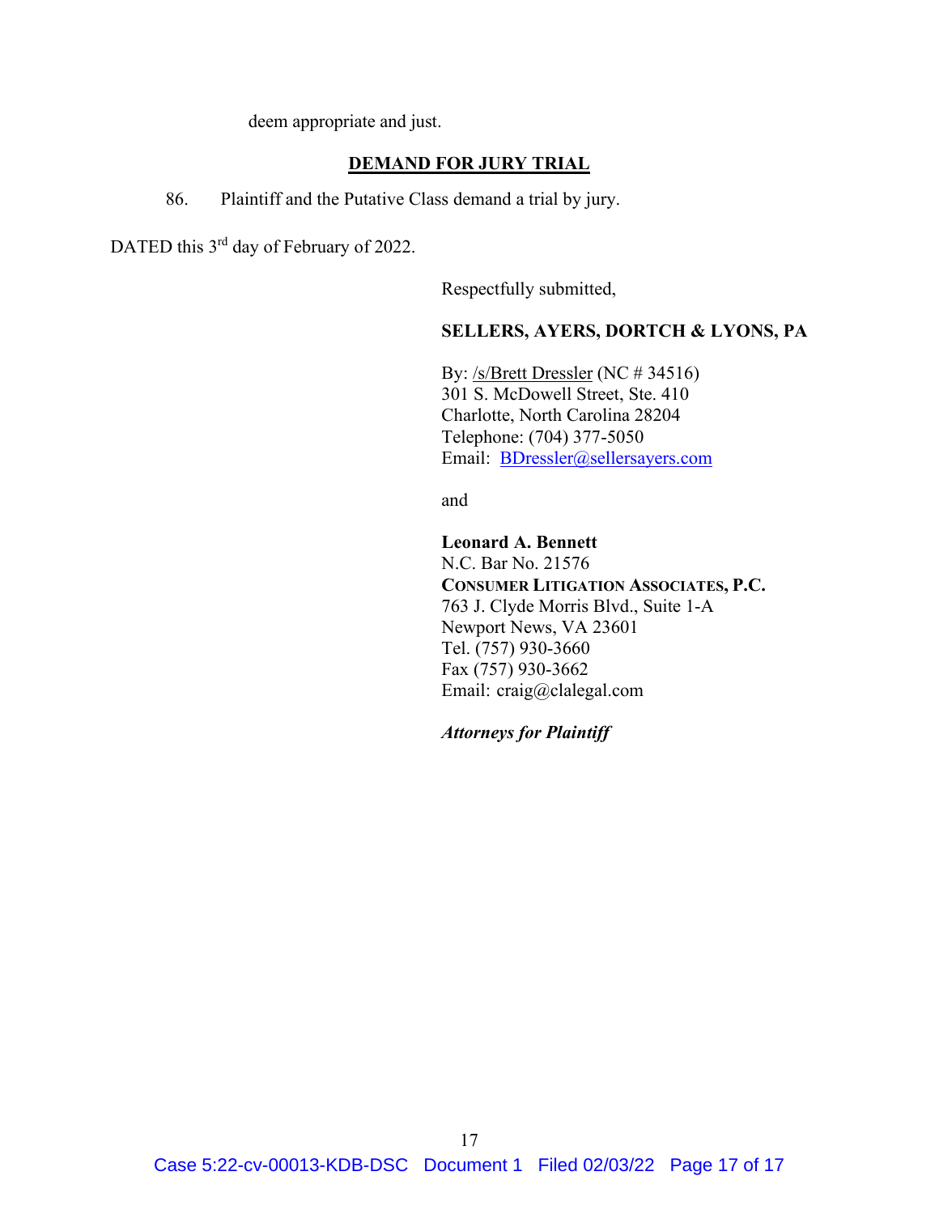deem appropriate and just.

## DEMAND FOR JURY TRIAL

86. Plaintiff and the Putative Class demand a trial by jury.

DATED this 3rd day of February of 2022.

Respectfully submitted,

**SELLERS, AYERS, DORTCH & LYONS, PA**

By: /s/Brett Dressler (NC # 34516)
301 S. McDowell Street, Ste. 410
Charlotte, North Carolina 28204
Telephone: (704) 377-5050
Email: BDressler@sellersayers.com

and

**Leonard A. Bennett**
N.C. Bar No. 21576
**CONSUMER LITIGATION ASSOCIATES, P.C.**
763 J. Clyde Morris Blvd., Suite 1-A
Newport News, VA 23601
Tel. (757) 930-3660
Fax (757) 930-3662
Email: craig@clalegal.com

***Attorneys for Plaintiff***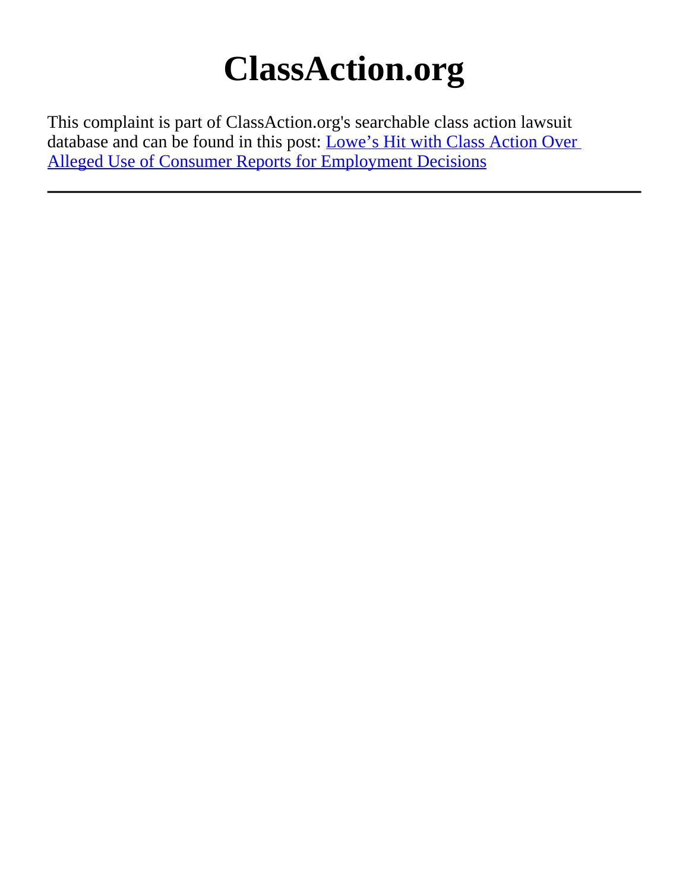# ClassAction.org

This complaint is part of ClassAction.org's searchable class action lawsuit database and can be found in this post: [Lowe's Hit with Class Action Over Alleged Use of Consumer Reports for Employment Decisions]()

---